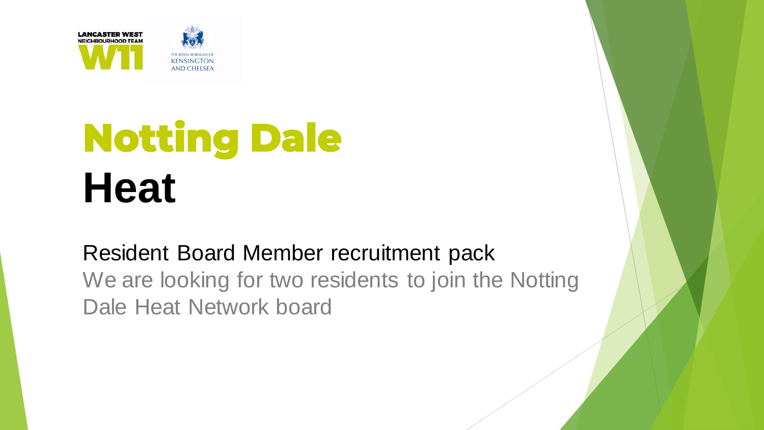LANCASTER WEST NEIGHBOURHOOD TEAM W11

THE ROYAL BOROUGH OF KENSINGTON AND CHELSEA

# Notting Dale Heat

## Resident Board Member recruitment pack

We are looking for two residents to join the Notting Dale Heat Network board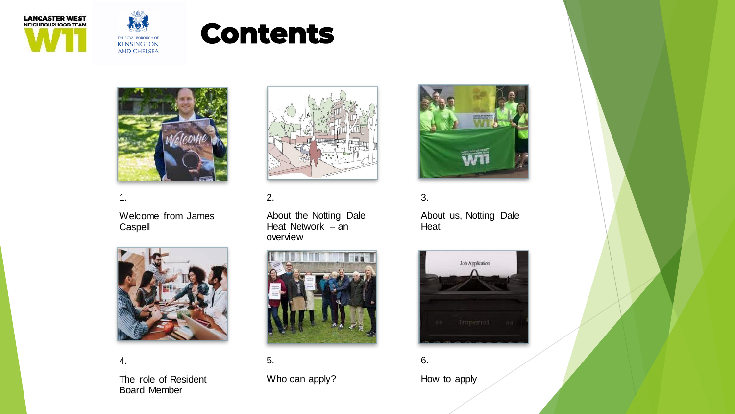# Contents

1. Welcome from James Caspell

2. About the Notting Dale Heat Network – an overview

3. About us, Notting Dale Heat

4. The role of Resident Board Member

5. Who can apply?

6. How to apply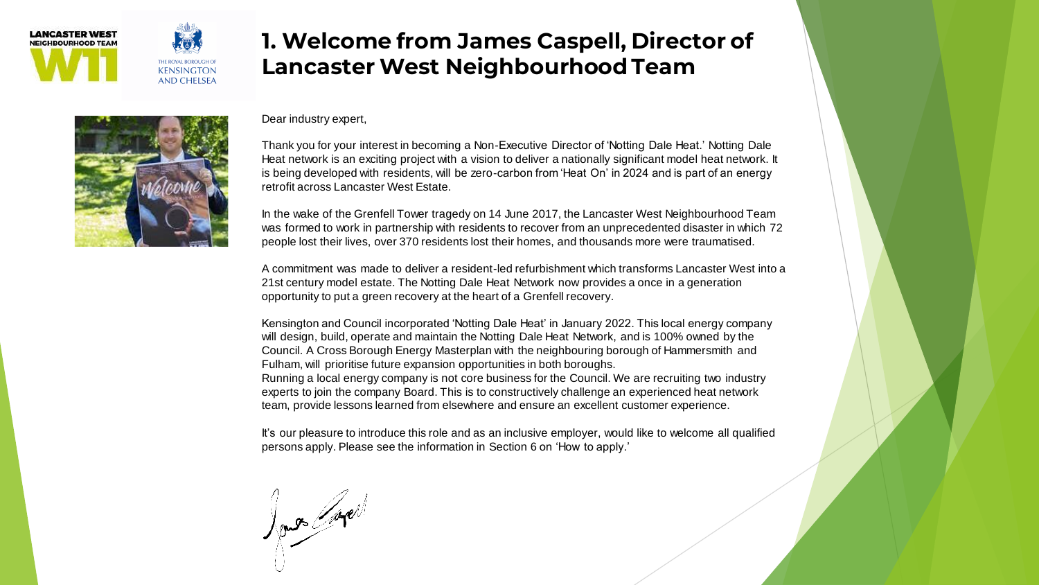# 1. Welcome from James Caspell, Director of Lancaster West Neighbourhood Team

Dear industry expert,

Thank you for your interest in becoming a Non-Executive Director of 'Notting Dale Heat.' Notting Dale Heat network is an exciting project with a vision to deliver a nationally significant model heat network. It is being developed with residents, will be zero-carbon from 'Heat On' in 2024 and is part of an energy retrofit across Lancaster West Estate.

In the wake of the Grenfell Tower tragedy on 14 June 2017, the Lancaster West Neighbourhood Team was formed to work in partnership with residents to recover from an unprecedented disaster in which 72 people lost their lives, over 370 residents lost their homes, and thousands more were traumatised.

A commitment was made to deliver a resident-led refurbishment which transforms Lancaster West into a 21st century model estate. The Notting Dale Heat Network now provides a once in a generation opportunity to put a green recovery at the heart of a Grenfell recovery.

Kensington and Council incorporated 'Notting Dale Heat' in January 2022. This local energy company will design, build, operate and maintain the Notting Dale Heat Network, and is 100% owned by the Council. A Cross Borough Energy Masterplan with the neighbouring borough of Hammersmith and Fulham, will prioritise future expansion opportunities in both boroughs.

Running a local energy company is not core business for the Council. We are recruiting two industry experts to join the company Board. This is to constructively challenge an experienced heat network team, provide lessons learned from elsewhere and ensure an excellent customer experience.

It's our pleasure to introduce this role and as an inclusive employer, would like to welcome all qualified persons apply. Please see the information in Section 6 on 'How to apply.'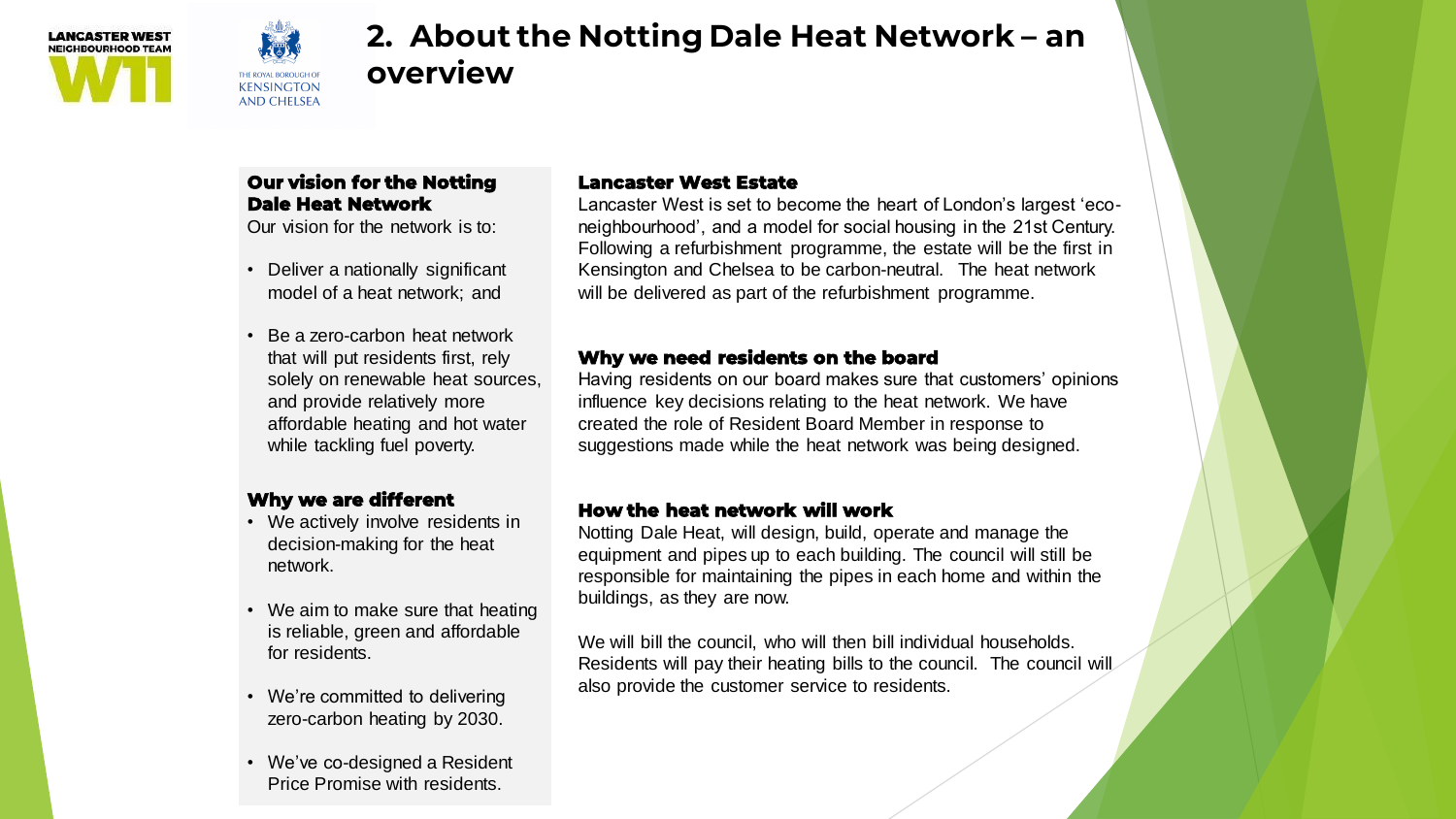# 2. About the Notting Dale Heat Network – an overview

### Our vision for the Notting Dale Heat Network

Our vision for the network is to:

- Deliver a nationally significant model of a heat network; and
- Be a zero-carbon heat network that will put residents first, rely solely on renewable heat sources, and provide relatively more affordable heating and hot water while tackling fuel poverty.

### Why we are different

- We actively involve residents in decision-making for the heat network.
- We aim to make sure that heating is reliable, green and affordable for residents.
- We're committed to delivering zero-carbon heating by 2030.
- We've co-designed a Resident Price Promise with residents.

### Lancaster West Estate

Lancaster West is set to become the heart of London's largest 'eco-neighbourhood', and a model for social housing in the 21st Century. Following a refurbishment programme, the estate will be the first in Kensington and Chelsea to be carbon-neutral. The heat network will be delivered as part of the refurbishment programme.

### Why we need residents on the board

Having residents on our board makes sure that customers' opinions influence key decisions relating to the heat network. We have created the role of Resident Board Member in response to suggestions made while the heat network was being designed.

### How the heat network will work

Notting Dale Heat, will design, build, operate and manage the equipment and pipes up to each building. The council will still be responsible for maintaining the pipes in each home and within the buildings, as they are now.

We will bill the council, who will then bill individual households. Residents will pay their heating bills to the council. The council will also provide the customer service to residents.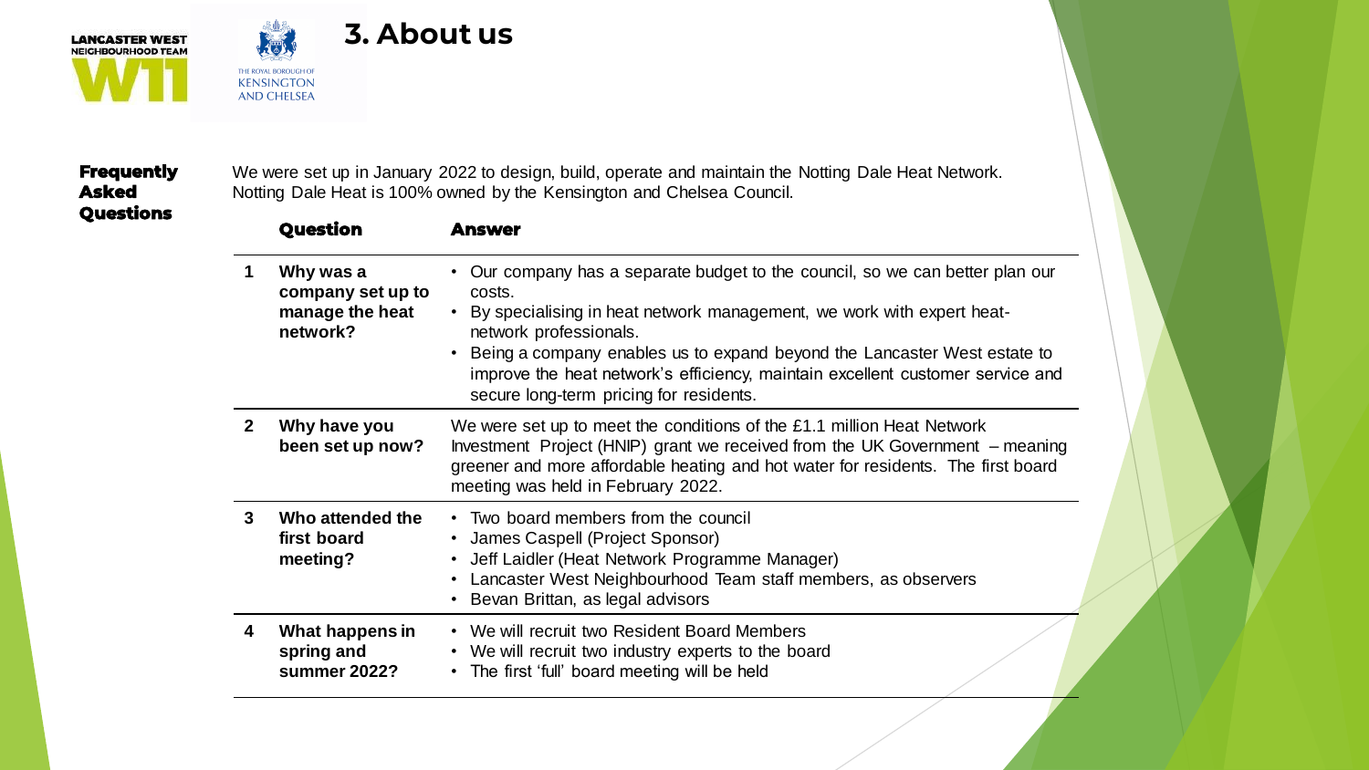# 3. About us

**Frequently Asked Questions**

We were set up in January 2022 to design, build, operate and maintain the Notting Dale Heat Network. Notting Dale Heat is 100% owned by the Kensington and Chelsea Council.

| | Question | Answer |
|---|---|---|
| 1 | **Why was a company set up to manage the heat network?** | • Our company has a separate budget to the council, so we can better plan our costs. <br> • By specialising in heat network management, we work with expert heat-network professionals. <br> • Being a company enables us to expand beyond the Lancaster West estate to improve the heat network's efficiency, maintain excellent customer service and secure long-term pricing for residents. |
| 2 | **Why have you been set up now?** | We were set up to meet the conditions of the £1.1 million Heat Network Investment Project (HNIP) grant we received from the UK Government – meaning greener and more affordable heating and hot water for residents. The first board meeting was held in February 2022. |
| 3 | **Who attended the first board meeting?** | • Two board members from the council <br> • James Caspell (Project Sponsor) <br> • Jeff Laidler (Heat Network Programme Manager) <br> • Lancaster West Neighbourhood Team staff members, as observers <br> • Bevan Brittan, as legal advisors |
| 4 | **What happens in spring and summer 2022?** | • We will recruit two Resident Board Members <br> • We will recruit two industry experts to the board <br> • The first 'full' board meeting will be held |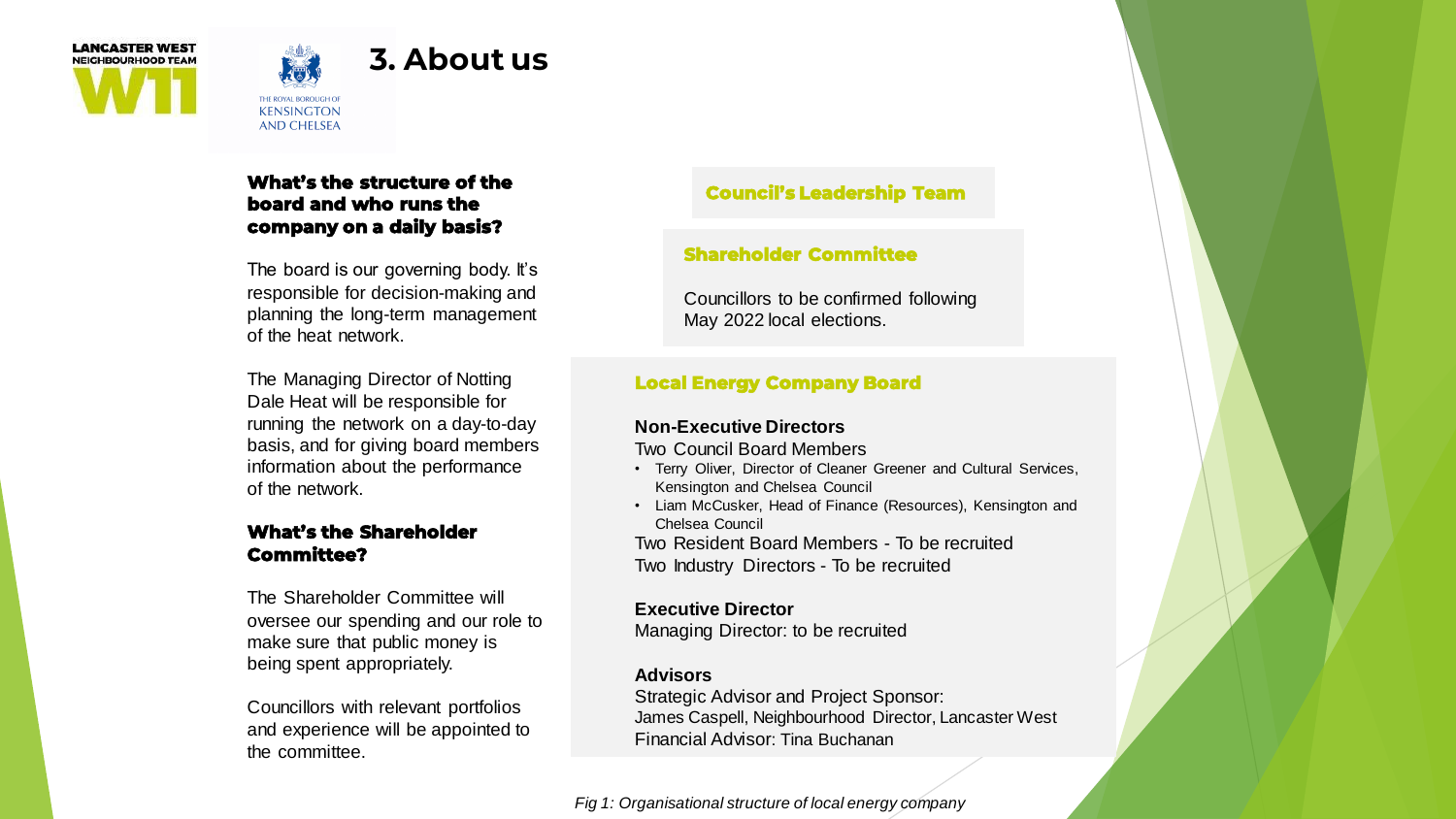# 3. About us

### What's the structure of the board and who runs the company on a daily basis?

The board is our governing body. It's responsible for decision-making and planning the long-term management of the heat network.

The Managing Director of Notting Dale Heat will be responsible for running the network on a day-to-day basis, and for giving board members information about the performance of the network.

### What's the Shareholder Committee?

The Shareholder Committee will oversee our spending and our role to make sure that public money is being spent appropriately.

Councillors with relevant portfolios and experience will be appointed to the committee.

#### Council's Leadership Team

#### Shareholder Committee

Councillors to be confirmed following May 2022 local elections.

#### Local Energy Company Board

**Non-Executive Directors**

Two Council Board Members

- Terry Oliver, Director of Cleaner Greener and Cultural Services, Kensington and Chelsea Council
- Liam McCusker, Head of Finance (Resources), Kensington and Chelsea Council

Two Resident Board Members - To be recruited

Two Industry Directors - To be recruited

**Executive Director**

Managing Director: to be recruited

**Advisors**

Strategic Advisor and Project Sponsor:
James Caspell, Neighbourhood Director, Lancaster West

Financial Advisor: Tina Buchanan

*Fig 1: Organisational structure of local energy company*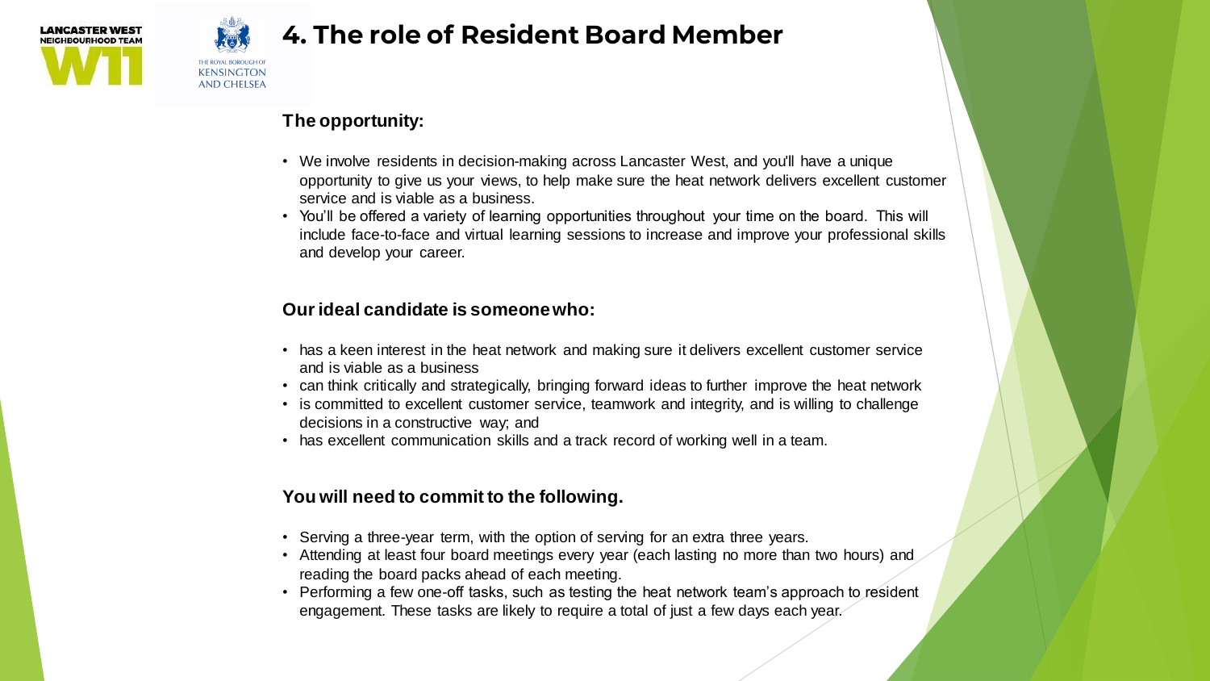# 4. The role of Resident Board Member

### The opportunity:

- We involve residents in decision-making across Lancaster West, and you'll have a unique opportunity to give us your views, to help make sure the heat network delivers excellent customer service and is viable as a business.
- You'll be offered a variety of learning opportunities throughout your time on the board. This will include face-to-face and virtual learning sessions to increase and improve your professional skills and develop your career.

### Our ideal candidate is someone who:

- has a keen interest in the heat network and making sure it delivers excellent customer service and is viable as a business
- can think critically and strategically, bringing forward ideas to further improve the heat network
- is committed to excellent customer service, teamwork and integrity, and is willing to challenge decisions in a constructive way; and
- has excellent communication skills and a track record of working well in a team.

### You will need to commit to the following.

- Serving a three-year term, with the option of serving for an extra three years.
- Attending at least four board meetings every year (each lasting no more than two hours) and reading the board packs ahead of each meeting.
- Performing a few one-off tasks, such as testing the heat network team's approach to resident engagement. These tasks are likely to require a total of just a few days each year.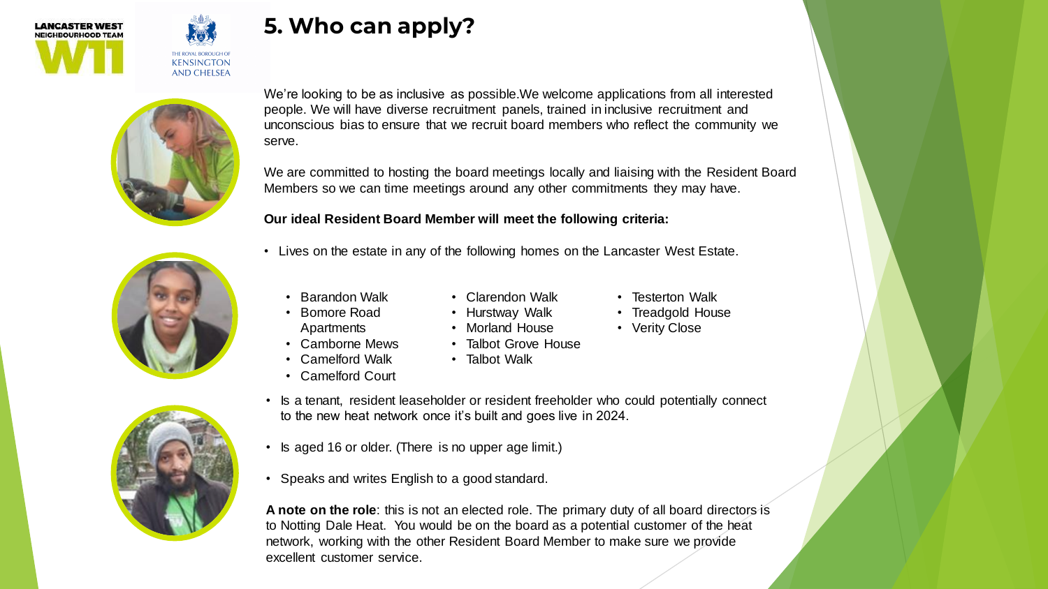# 5. Who can apply?

We're looking to be as inclusive as possible. We welcome applications from all interested people. We will have diverse recruitment panels, trained in inclusive recruitment and unconscious bias to ensure that we recruit board members who reflect the community we serve.

We are committed to hosting the board meetings locally and liaising with the Resident Board Members so we can time meetings around any other commitments they may have.

**Our ideal Resident Board Member will meet the following criteria:**

- Lives on the estate in any of the following homes on the Lancaster West Estate.
  - Barandon Walk
  - Bomore Road Apartments
  - Camborne Mews
  - Camelford Walk
  - Camelford Court
  - Clarendon Walk
  - Hurstway Walk
  - Morland House
  - Talbot Grove House
  - Talbot Walk
  - Testerton Walk
  - Treadgold House
  - Verity Close
- Is a tenant, resident leaseholder or resident freeholder who could potentially connect to the new heat network once it's built and goes live in 2024.
- Is aged 16 or older. (There is no upper age limit.)
- Speaks and writes English to a good standard.

**A note on the role**: this is not an elected role. The primary duty of all board directors is to Notting Dale Heat. You would be on the board as a potential customer of the heat network, working with the other Resident Board Member to make sure we provide excellent customer service.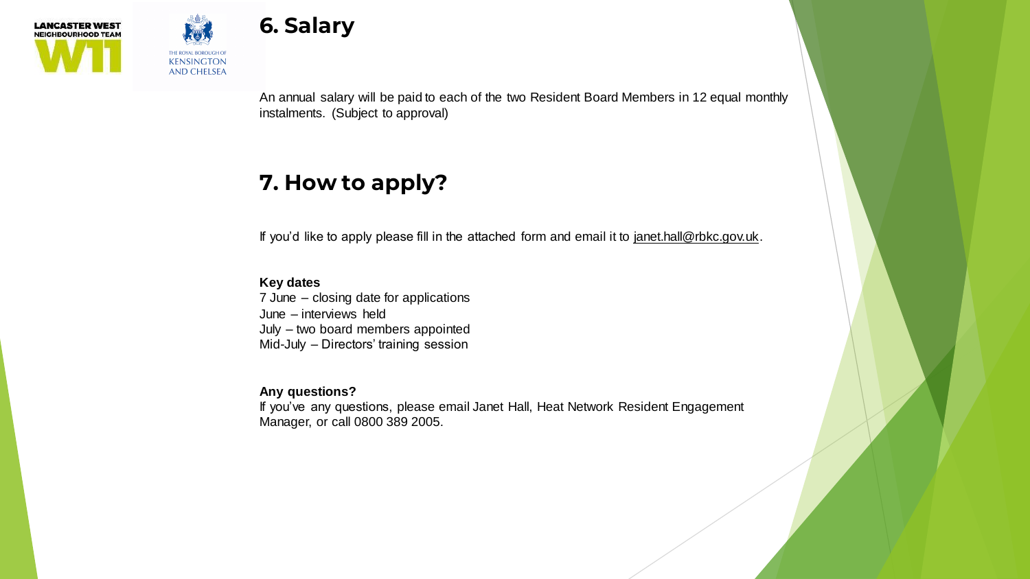## 6. Salary

An annual salary will be paid to each of the two Resident Board Members in 12 equal monthly instalments. (Subject to approval)

## 7. How to apply?

If you'd like to apply please fill in the attached form and email it to janet.hall@rbkc.gov.uk.

**Key dates**

7 June – closing date for applications
June – interviews held
July – two board members appointed
Mid-July – Directors' training session

**Any questions?**

If you've any questions, please email Janet Hall, Heat Network Resident Engagement Manager, or call 0800 389 2005.